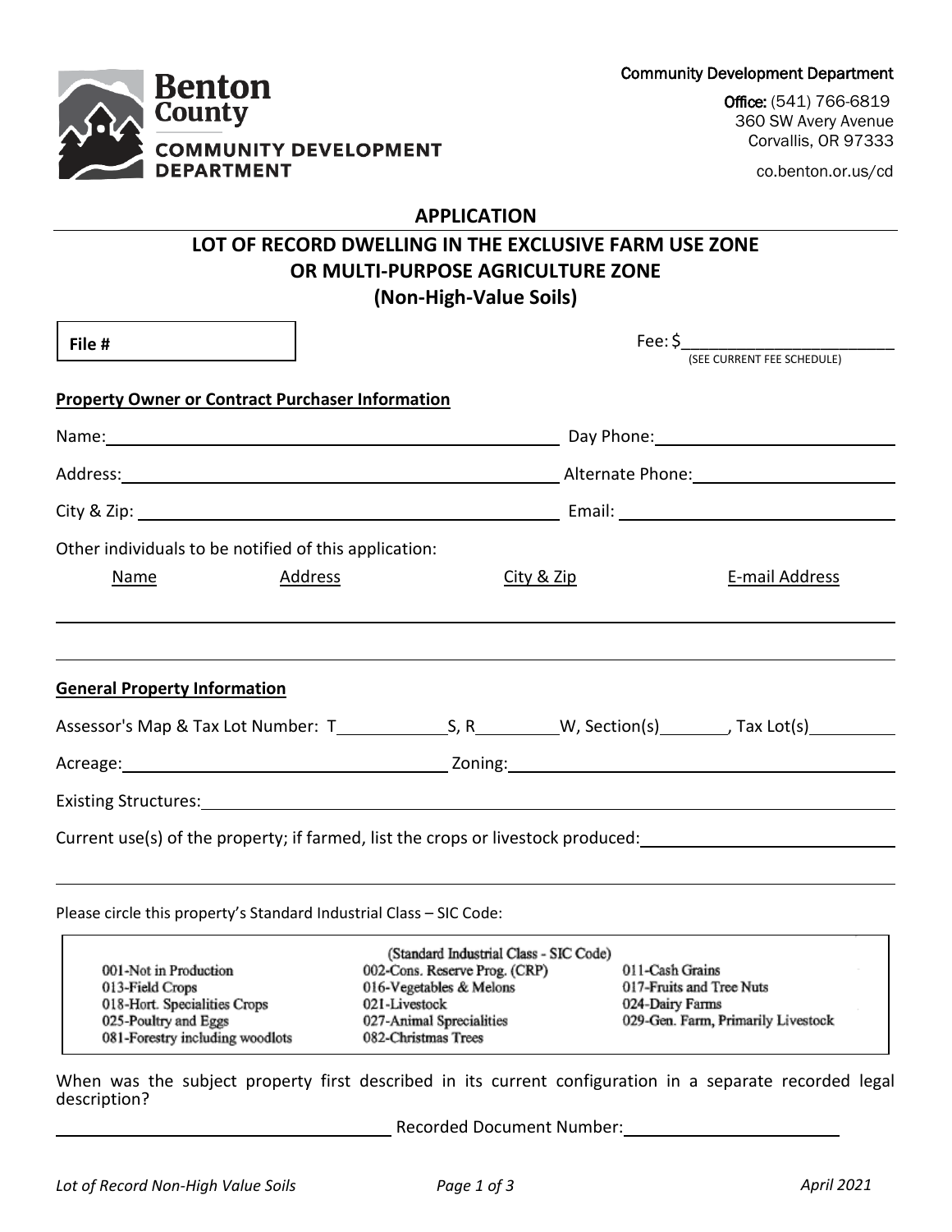**Benton County**
**COMMUNITY DEVELOPMENT DEPARTMENT**

Community Development Department

Office: (541) 766-6819
360 SW Avery Avenue
Corvallis, OR 97333

co.benton.or.us/cd

# APPLICATION

## LOT OF RECORD DWELLING IN THE EXCLUSIVE FARM USE ZONE OR MULTI-PURPOSE AGRICULTURE ZONE (Non-High-Value Soils)

**File #**

Fee: $______________________
(SEE CURRENT FEE SCHEDULE)

**Property Owner or Contract Purchaser Information**

Name: ______________________ Day Phone: ______________________

Address: ______________________ Alternate Phone: ______________________

City & Zip: ______________________ Email: ______________________

Other individuals to be notified of this application:

| Name | Address | City & Zip | E-mail Address |
|---|---|---|---|
| | | | |
| | | | |

**General Property Information**

Assessor's Map & Tax Lot Number: T__________S, R__________W, Section(s)________, Tax Lot(s)__________

Acreage: ______________________ Zoning: ______________________

Existing Structures: ______________________

Current use(s) of the property; if farmed, list the crops or livestock produced: ______________________

Please circle this property's Standard Industrial Class – SIC Code:

(Standard Industrial Class - SIC Code)

| | | |
|---|---|---|
| 001-Not in Production | 002-Cons. Reserve Prog. (CRP) | 011-Cash Grains |
| 013-Field Crops | 016-Vegetables & Melons | 017-Fruits and Tree Nuts |
| 018-Hort. Specialities Crops | 021-Livestock | 024-Dairy Farms |
| 025-Poultry and Eggs | 027-Animal Specialities | 029-Gen. Farm, Primarily Livestock |
| 081-Forestry including woodlots | 082-Christmas Trees | |

When was the subject property first described in its current configuration in a separate recorded legal description?

______________________ Recorded Document Number: ______________________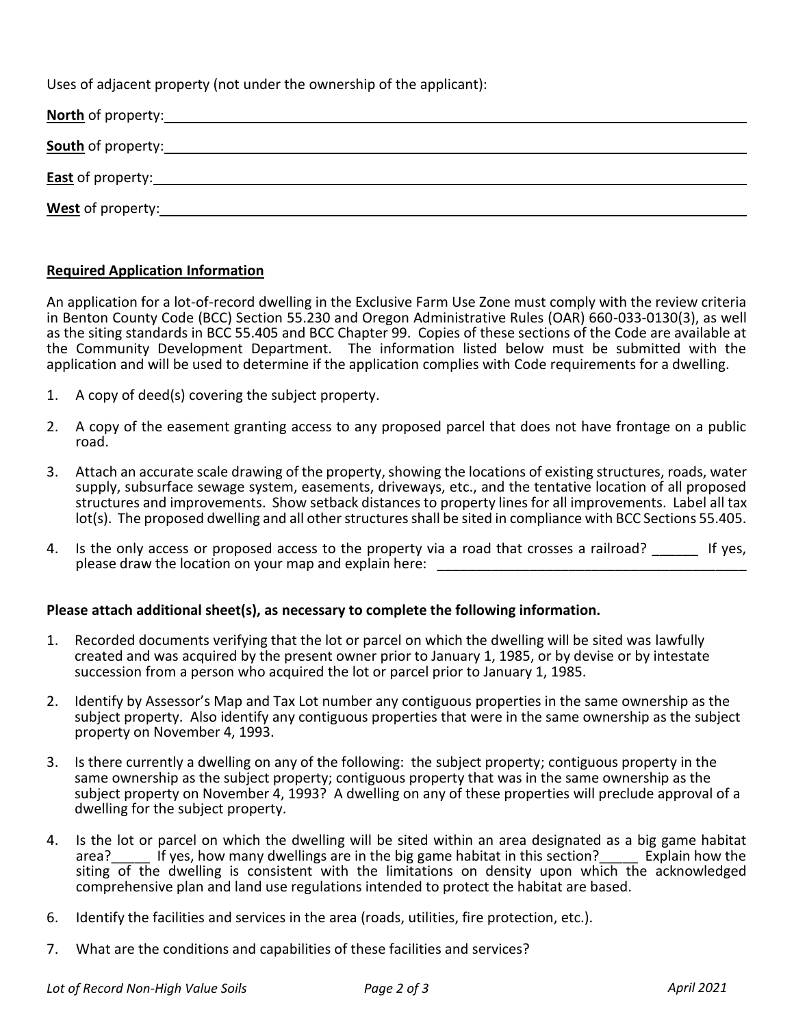Uses of adjacent property (not under the ownership of the applicant):

**North** of property:\_\_\_\_\_\_\_\_\_\_\_\_\_\_\_\_\_\_\_\_\_\_\_\_\_\_\_\_\_\_\_\_\_\_\_\_\_\_\_\_\_\_\_\_\_\_\_\_\_\_\_\_\_\_\_\_\_\_\_\_\_\_\_\_

**South** of property:\_\_\_\_\_\_\_\_\_\_\_\_\_\_\_\_\_\_\_\_\_\_\_\_\_\_\_\_\_\_\_\_\_\_\_\_\_\_\_\_\_\_\_\_\_\_\_\_\_\_\_\_\_\_\_\_\_\_\_\_\_\_\_\_

**East** of property:\_\_\_\_\_\_\_\_\_\_\_\_\_\_\_\_\_\_\_\_\_\_\_\_\_\_\_\_\_\_\_\_\_\_\_\_\_\_\_\_\_\_\_\_\_\_\_\_\_\_\_\_\_\_\_\_\_\_\_\_\_\_\_\_\_\_

**West** of property:\_\_\_\_\_\_\_\_\_\_\_\_\_\_\_\_\_\_\_\_\_\_\_\_\_\_\_\_\_\_\_\_\_\_\_\_\_\_\_\_\_\_\_\_\_\_\_\_\_\_\_\_\_\_\_\_\_\_\_\_\_\_\_\_\_

## Required Application Information

An application for a lot-of-record dwelling in the Exclusive Farm Use Zone must comply with the review criteria in Benton County Code (BCC) Section 55.230 and Oregon Administrative Rules (OAR) 660-033-0130(3), as well as the siting standards in BCC 55.405 and BCC Chapter 99. Copies of these sections of the Code are available at the Community Development Department. The information listed below must be submitted with the application and will be used to determine if the application complies with Code requirements for a dwelling.

1. A copy of deed(s) covering the subject property.
2. A copy of the easement granting access to any proposed parcel that does not have frontage on a public road.
3. Attach an accurate scale drawing of the property, showing the locations of existing structures, roads, water supply, subsurface sewage system, easements, driveways, etc., and the tentative location of all proposed structures and improvements. Show setback distances to property lines for all improvements. Label all tax lot(s). The proposed dwelling and all other structures shall be sited in compliance with BCC Sections 55.405.
4. Is the only access or proposed access to the property via a road that crosses a railroad? \_\_\_\_\_\_ If yes, please draw the location on your map and explain here: \_\_\_\_\_\_\_\_\_\_\_\_\_\_\_\_\_\_\_\_\_\_\_\_\_\_\_\_\_\_\_\_\_\_\_\_\_\_\_\_

**Please attach additional sheet(s), as necessary to complete the following information.**

1. Recorded documents verifying that the lot or parcel on which the dwelling will be sited was lawfully created and was acquired by the present owner prior to January 1, 1985, or by devise or by intestate succession from a person who acquired the lot or parcel prior to January 1, 1985.
2. Identify by Assessor's Map and Tax Lot number any contiguous properties in the same ownership as the subject property. Also identify any contiguous properties that were in the same ownership as the subject property on November 4, 1993.
3. Is there currently a dwelling on any of the following: the subject property; contiguous property in the same ownership as the subject property; contiguous property that was in the same ownership as the subject property on November 4, 1993? A dwelling on any of these properties will preclude approval of a dwelling for the subject property.
4. Is the lot or parcel on which the dwelling will be sited within an area designated as a big game habitat area?\_\_\_\_\_ If yes, how many dwellings are in the big game habitat in this section?\_\_\_\_\_ Explain how the siting of the dwelling is consistent with the limitations on density upon which the acknowledged comprehensive plan and land use regulations intended to protect the habitat are based.

6. Identify the facilities and services in the area (roads, utilities, fire protection, etc.).
7. What are the conditions and capabilities of these facilities and services?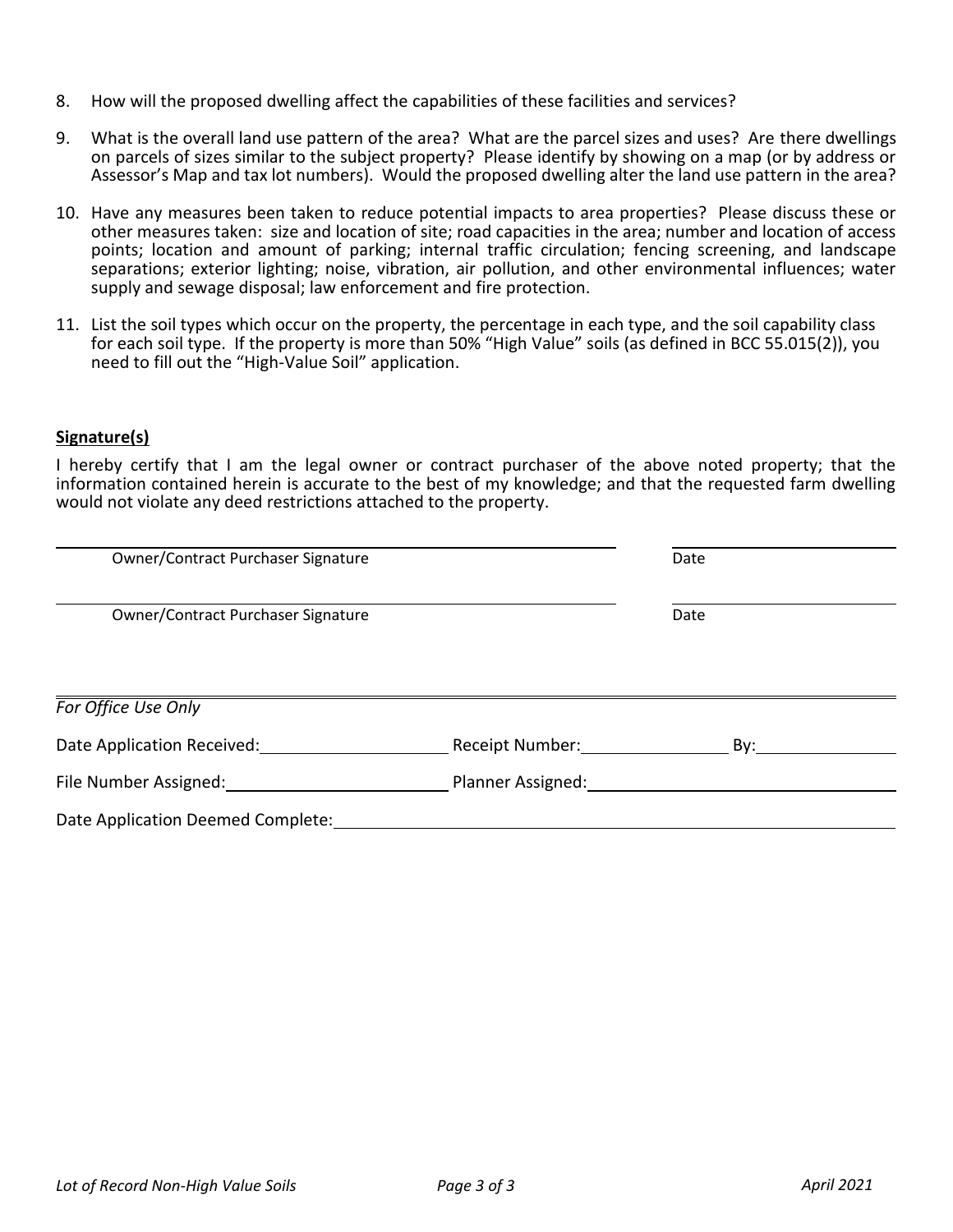8. How will the proposed dwelling affect the capabilities of these facilities and services?

9. What is the overall land use pattern of the area? What are the parcel sizes and uses? Are there dwellings on parcels of sizes similar to the subject property? Please identify by showing on a map (or by address or Assessor's Map and tax lot numbers). Would the proposed dwelling alter the land use pattern in the area?

10. Have any measures been taken to reduce potential impacts to area properties? Please discuss these or other measures taken: size and location of site; road capacities in the area; number and location of access points; location and amount of parking; internal traffic circulation; fencing screening, and landscape separations; exterior lighting; noise, vibration, air pollution, and other environmental influences; water supply and sewage disposal; law enforcement and fire protection.

11. List the soil types which occur on the property, the percentage in each type, and the soil capability class for each soil type. If the property is more than 50% "High Value" soils (as defined in BCC 55.015(2)), you need to fill out the "High-Value Soil" application.

**Signature(s)**

I hereby certify that I am the legal owner or contract purchaser of the above noted property; that the information contained herein is accurate to the best of my knowledge; and that the requested farm dwelling would not violate any deed restrictions attached to the property.

_______________________________________ Owner/Contract Purchaser Signature &nbsp;&nbsp;&nbsp; _______________ Date

_______________________________________ Owner/Contract Purchaser Signature &nbsp;&nbsp;&nbsp; _______________ Date

*For Office Use Only*

Date Application Received: ____________________ Receipt Number: ______________ By: ______________

File Number Assigned: ____________________ Planner Assigned: ______________________________

Date Application Deemed Complete: ________________________________________________